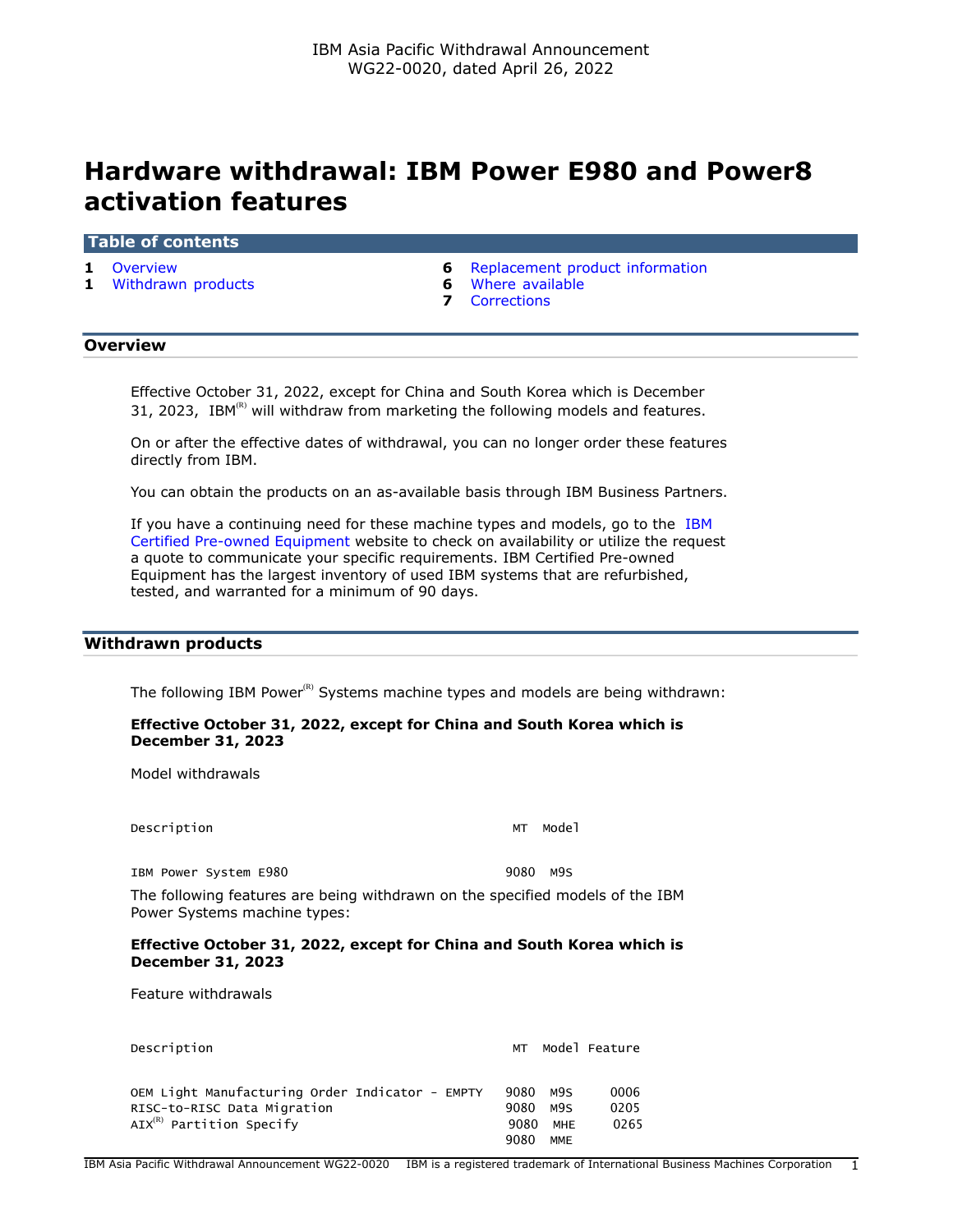IBM Asia Pacific Withdrawal Announcement
WG22-0020, dated April 26, 2022

# Hardware withdrawal: IBM Power E980 and Power8 activation features

## Table of contents

| | | | |
|---|---|---|---|
| 1 | Overview | 6 | Replacement product information |
| 1 | Withdrawn products | 6 | Where available |
| | | 7 | Corrections |

## Overview

Effective October 31, 2022, except for China and South Korea which is December 31, 2023, IBM[(R)] will withdraw from marketing the following models and features.

On or after the effective dates of withdrawal, you can no longer order these features directly from IBM.

You can obtain the products on an as-available basis through IBM Business Partners.

If you have a continuing need for these machine types and models, go to the IBM Certified Pre-owned Equipment website to check on availability or utilize the request a quote to communicate your specific requirements. IBM Certified Pre-owned Equipment has the largest inventory of used IBM systems that are refurbished, tested, and warranted for a minimum of 90 days.

## Withdrawn products

The following IBM Power[(R)] Systems machine types and models are being withdrawn:

**Effective October 31, 2022, except for China and South Korea which is December 31, 2023**

Model withdrawals

| Description | MT | Model |
|---|---|---|
| IBM Power System E980 | 9080 | M9S |

The following features are being withdrawn on the specified models of the IBM Power Systems machine types:

**Effective October 31, 2022, except for China and South Korea which is December 31, 2023**

Feature withdrawals

| Description | MT | Model | Feature |
|---|---|---|---|
| OEM Light Manufacturing Order Indicator - EMPTY | 9080 | M9S | 0006 |
| RISC-to-RISC Data Migration | 9080 | M9S | 0205 |
| AIX[(R)] Partition Specify | 9080 | MHE | 0265 |
| | 9080 | MME | |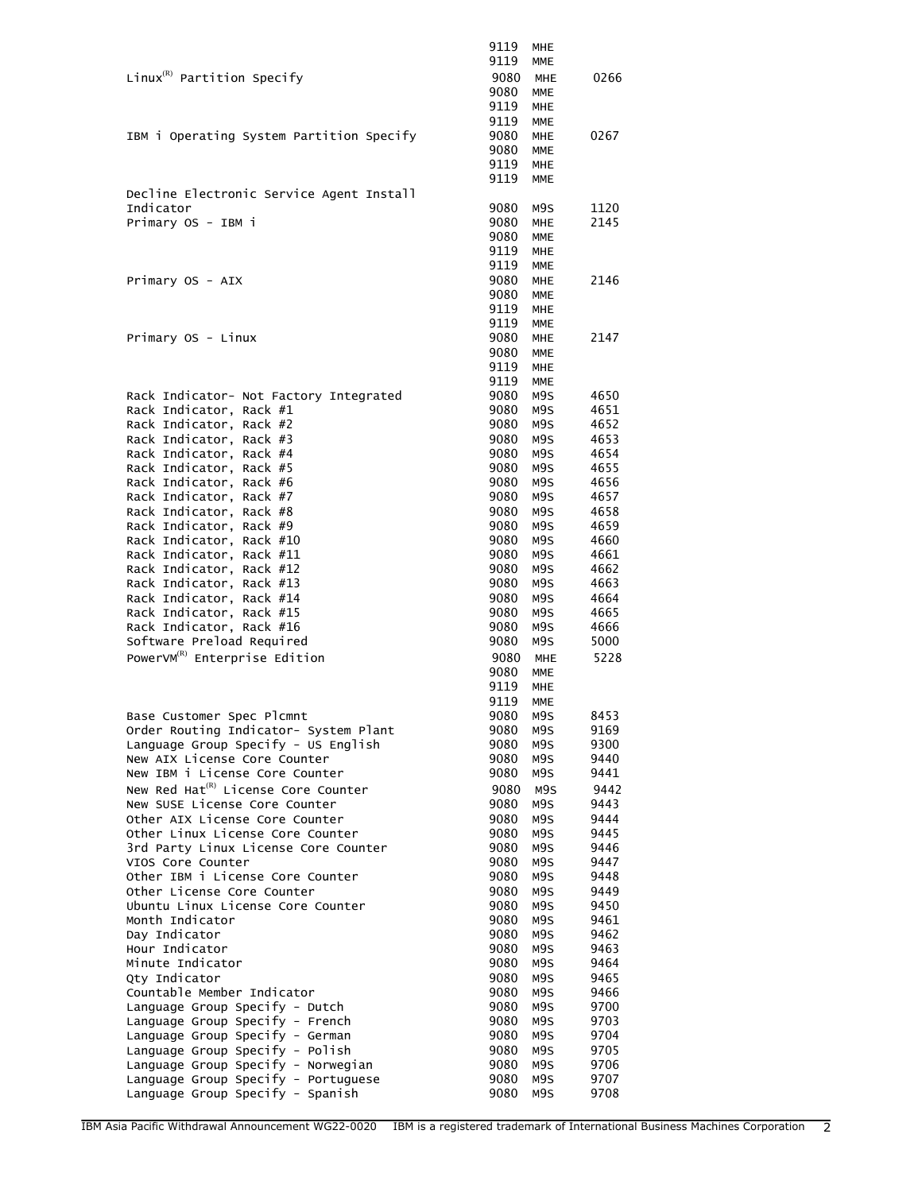| Description | Machine type | Model | Feature |
|---|---|---|---|
| | 9119 | MHE | |
| | 9119 | MME | |
| Linux(R) Partition Specify | 9080 | MHE | 0266 |
| | 9080 | MME | |
| | 9119 | MHE | |
| | 9119 | MME | |
| IBM i Operating System Partition Specify | 9080 | MHE | 0267 |
| | 9080 | MME | |
| | 9119 | MHE | |
| | 9119 | MME | |
| Decline Electronic Service Agent Install Indicator | 9080 | M9S | 1120 |
| Primary OS - IBM i | 9080 | MHE | 2145 |
| | 9080 | MME | |
| | 9119 | MHE | |
| | 9119 | MME | |
| Primary OS - AIX | 9080 | MHE | 2146 |
| | 9080 | MME | |
| | 9119 | MHE | |
| | 9119 | MME | |
| Primary OS - Linux | 9080 | MHE | 2147 |
| | 9080 | MME | |
| | 9119 | MHE | |
| | 9119 | MME | |
| Rack Indicator- Not Factory Integrated | 9080 | M9S | 4650 |
| Rack Indicator, Rack #1 | 9080 | M9S | 4651 |
| Rack Indicator, Rack #2 | 9080 | M9S | 4652 |
| Rack Indicator, Rack #3 | 9080 | M9S | 4653 |
| Rack Indicator, Rack #4 | 9080 | M9S | 4654 |
| Rack Indicator, Rack #5 | 9080 | M9S | 4655 |
| Rack Indicator, Rack #6 | 9080 | M9S | 4656 |
| Rack Indicator, Rack #7 | 9080 | M9S | 4657 |
| Rack Indicator, Rack #8 | 9080 | M9S | 4658 |
| Rack Indicator, Rack #9 | 9080 | M9S | 4659 |
| Rack Indicator, Rack #10 | 9080 | M9S | 4660 |
| Rack Indicator, Rack #11 | 9080 | M9S | 4661 |
| Rack Indicator, Rack #12 | 9080 | M9S | 4662 |
| Rack Indicator, Rack #13 | 9080 | M9S | 4663 |
| Rack Indicator, Rack #14 | 9080 | M9S | 4664 |
| Rack Indicator, Rack #15 | 9080 | M9S | 4665 |
| Rack Indicator, Rack #16 | 9080 | M9S | 4666 |
| Software Preload Required | 9080 | M9S | 5000 |
| PowerVM(R) Enterprise Edition | 9080 | MHE | 5228 |
| | 9080 | MME | |
| | 9119 | MHE | |
| | 9119 | MME | |
| Base Customer Spec Plcmnt | 9080 | M9S | 8453 |
| Order Routing Indicator- System Plant | 9080 | M9S | 9169 |
| Language Group Specify - US English | 9080 | M9S | 9300 |
| New AIX License Core Counter | 9080 | M9S | 9440 |
| New IBM i License Core Counter | 9080 | M9S | 9441 |
| New Red Hat(R) License Core Counter | 9080 | M9S | 9442 |
| New SUSE License Core Counter | 9080 | M9S | 9443 |
| Other AIX License Core Counter | 9080 | M9S | 9444 |
| Other Linux License Core Counter | 9080 | M9S | 9445 |
| 3rd Party Linux License Core Counter | 9080 | M9S | 9446 |
| VIOS Core Counter | 9080 | M9S | 9447 |
| Other IBM i License Core Counter | 9080 | M9S | 9448 |
| Other License Core Counter | 9080 | M9S | 9449 |
| Ubuntu Linux License Core Counter | 9080 | M9S | 9450 |
| Month Indicator | 9080 | M9S | 9461 |
| Day Indicator | 9080 | M9S | 9462 |
| Hour Indicator | 9080 | M9S | 9463 |
| Minute Indicator | 9080 | M9S | 9464 |
| Qty Indicator | 9080 | M9S | 9465 |
| Countable Member Indicator | 9080 | M9S | 9466 |
| Language Group Specify - Dutch | 9080 | M9S | 9700 |
| Language Group Specify - French | 9080 | M9S | 9703 |
| Language Group Specify - German | 9080 | M9S | 9704 |
| Language Group Specify - Polish | 9080 | M9S | 9705 |
| Language Group Specify - Norwegian | 9080 | M9S | 9706 |
| Language Group Specify - Portuguese | 9080 | M9S | 9707 |
| Language Group Specify - Spanish | 9080 | M9S | 9708 |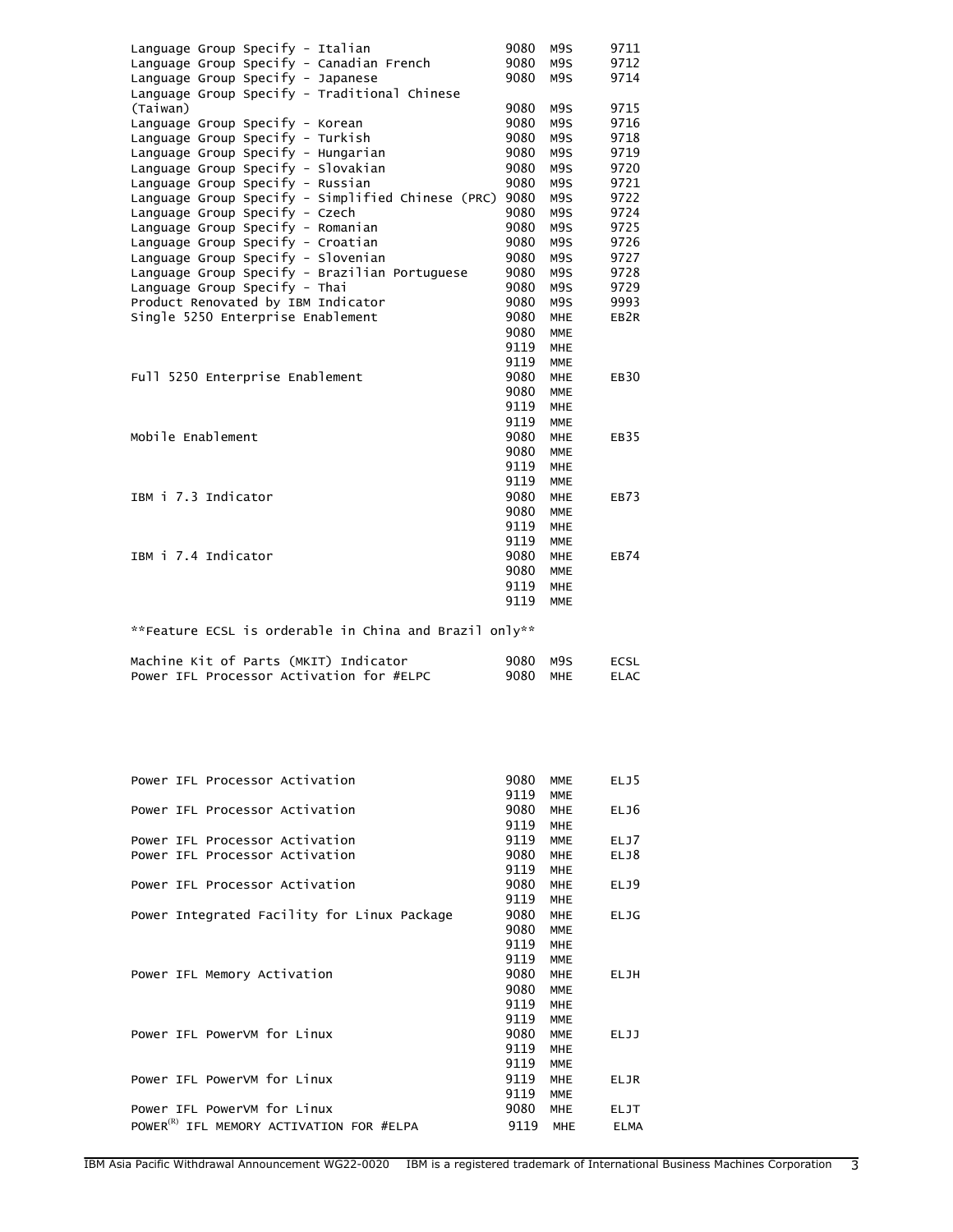| | | | |
|---|---|---|---|
| Language Group Specify - Italian | 9080 | M9S | 9711 |
| Language Group Specify - Canadian French | 9080 | M9S | 9712 |
| Language Group Specify - Japanese | 9080 | M9S | 9714 |
| Language Group Specify - Traditional Chinese (Taiwan) | 9080 | M9S | 9715 |
| Language Group Specify - Korean | 9080 | M9S | 9716 |
| Language Group Specify - Turkish | 9080 | M9S | 9718 |
| Language Group Specify - Hungarian | 9080 | M9S | 9719 |
| Language Group Specify - Slovakian | 9080 | M9S | 9720 |
| Language Group Specify - Russian | 9080 | M9S | 9721 |
| Language Group Specify - Simplified Chinese (PRC) | 9080 | M9S | 9722 |
| Language Group Specify - Czech | 9080 | M9S | 9724 |
| Language Group Specify - Romanian | 9080 | M9S | 9725 |
| Language Group Specify - Croatian | 9080 | M9S | 9726 |
| Language Group Specify - Slovenian | 9080 | M9S | 9727 |
| Language Group Specify - Brazilian Portuguese | 9080 | M9S | 9728 |
| Language Group Specify - Thai | 9080 | M9S | 9729 |
| Product Renovated by IBM Indicator | 9080 | M9S | 9993 |
| Single 5250 Enterprise Enablement | 9080 | MHE | EB2R |
| | 9080 | MME | |
| | 9119 | MHE | |
| | 9119 | MME | |
| Full 5250 Enterprise Enablement | 9080 | MHE | EB30 |
| | 9080 | MME | |
| | 9119 | MHE | |
| | 9119 | MME | |
| Mobile Enablement | 9080 | MHE | EB35 |
| | 9080 | MME | |
| | 9119 | MHE | |
| | 9119 | MME | |
| IBM i 7.3 Indicator | 9080 | MHE | EB73 |
| | 9080 | MME | |
| | 9119 | MHE | |
| | 9119 | MME | |
| IBM i 7.4 Indicator | 9080 | MHE | EB74 |
| | 9080 | MME | |
| | 9119 | MHE | |
| | 9119 | MME | |

**Feature ECSL is orderable in China and Brazil only**

| | | | |
|---|---|---|---|
| Machine Kit of Parts (MKIT) Indicator | 9080 | M9S | ECSL |
| Power IFL Processor Activation for #ELPC | 9080 | MHE | ELAC |
| Power IFL Processor Activation | 9080 | MME | ELJ5 |
| | 9119 | MME | |
| Power IFL Processor Activation | 9080 | MHE | ELJ6 |
| | 9119 | MHE | |
| Power IFL Processor Activation | 9119 | MME | ELJ7 |
| Power IFL Processor Activation | 9080 | MHE | ELJ8 |
| | 9119 | MHE | |
| Power IFL Processor Activation | 9080 | MHE | ELJ9 |
| | 9119 | MHE | |
| Power Integrated Facility for Linux Package | 9080 | MHE | ELJG |
| | 9080 | MME | |
| | 9119 | MHE | |
| | 9119 | MME | |
| Power IFL Memory Activation | 9080 | MHE | ELJH |
| | 9080 | MME | |
| | 9119 | MHE | |
| | 9119 | MME | |
| Power IFL PowerVM for Linux | 9080 | MME | ELJJ |
| | 9119 | MHE | |
| | 9119 | MME | |
| Power IFL PowerVM for Linux | 9119 | MHE | ELJR |
| | 9119 | MME | |
| Power IFL PowerVM for Linux | 9080 | MHE | ELJT |
| POWER(R) IFL MEMORY ACTIVATION FOR #ELPA | 9119 | MHE | ELMA |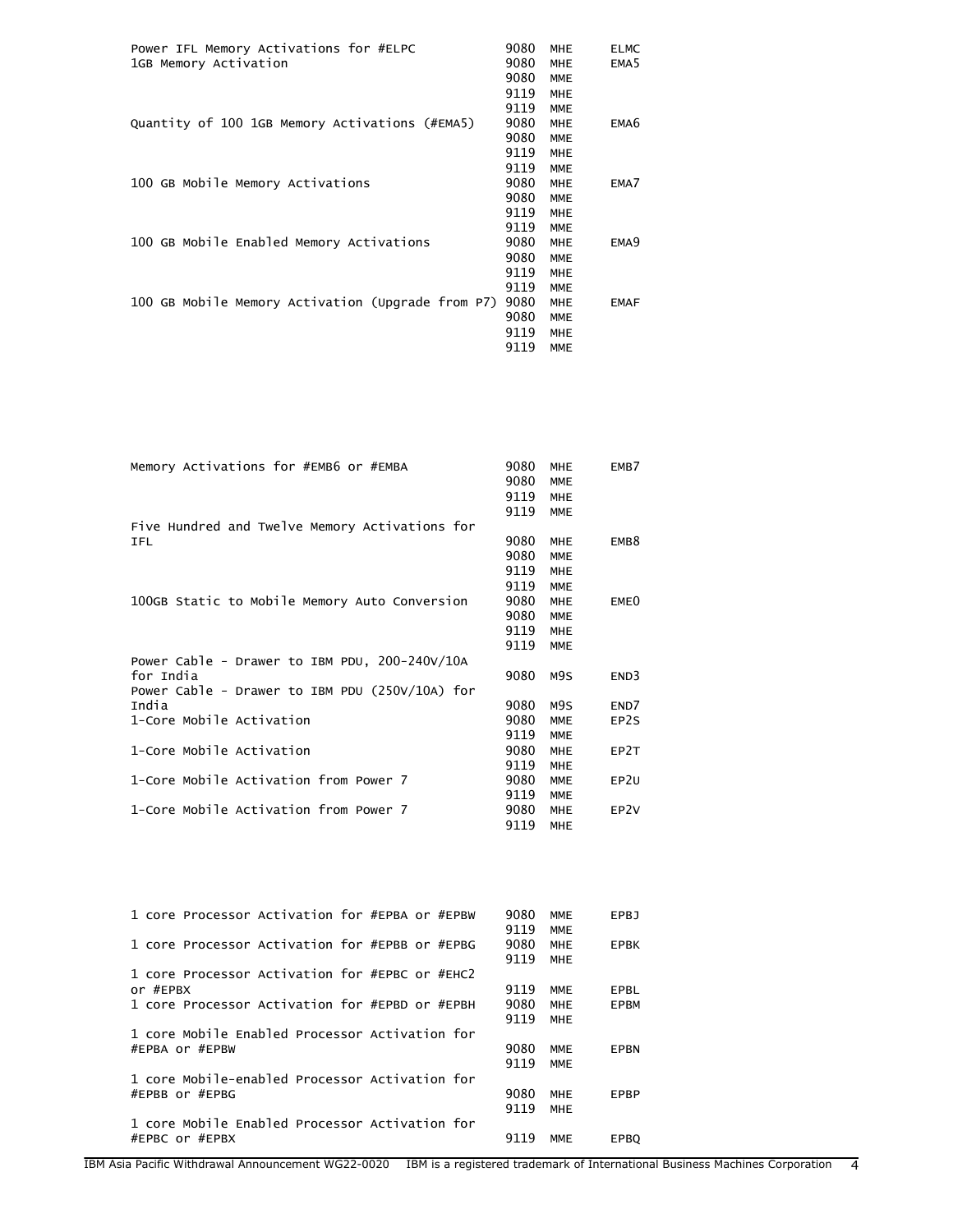| Description | Machine type | Model | Feature |
|---|---|---|---|
| Power IFL Memory Activations for #ELPC | 9080 | MHE | ELMC |
| 1GB Memory Activation | 9080 | MHE | EMA5 |
| | 9080 | MME | |
| | 9119 | MHE | |
| | 9119 | MME | |
| Quantity of 100 1GB Memory Activations (#EMA5) | 9080 | MHE | EMA6 |
| | 9080 | MME | |
| | 9119 | MHE | |
| | 9119 | MME | |
| 100 GB Mobile Memory Activations | 9080 | MHE | EMA7 |
| | 9080 | MME | |
| | 9119 | MHE | |
| | 9119 | MME | |
| 100 GB Mobile Enabled Memory Activations | 9080 | MHE | EMA9 |
| | 9080 | MME | |
| | 9119 | MHE | |
| | 9119 | MME | |
| 100 GB Mobile Memory Activation (Upgrade from P7) | 9080 | MHE | EMAF |
| | 9080 | MME | |
| | 9119 | MHE | |
| | 9119 | MME | |
| Memory Activations for #EMB6 or #EMBA | 9080 | MHE | EMB7 |
| | 9080 | MME | |
| | 9119 | MHE | |
| | 9119 | MME | |
| Five Hundred and Twelve Memory Activations for IFL | 9080 | MHE | EMB8 |
| | 9080 | MME | |
| | 9119 | MHE | |
| | 9119 | MME | |
| 100GB Static to Mobile Memory Auto Conversion | 9080 | MHE | EME0 |
| | 9080 | MME | |
| | 9119 | MHE | |
| | 9119 | MME | |
| Power Cable - Drawer to IBM PDU, 200-240V/10A for India | 9080 | M9S | END3 |
| Power Cable - Drawer to IBM PDU (250V/10A) for India | 9080 | M9S | END7 |
| 1-Core Mobile Activation | 9080 | MME | EP2S |
| | 9119 | MME | |
| 1-Core Mobile Activation | 9080 | MHE | EP2T |
| | 9119 | MHE | |
| 1-Core Mobile Activation from Power 7 | 9080 | MME | EP2U |
| | 9119 | MME | |
| 1-Core Mobile Activation from Power 7 | 9080 | MHE | EP2V |
| | 9119 | MHE | |
| 1 core Processor Activation for #EPBA or #EPBW | 9080 | MME | EPBJ |
| | 9119 | MME | |
| 1 core Processor Activation for #EPBB or #EPBG | 9080 | MHE | EPBK |
| | 9119 | MHE | |
| 1 core Processor Activation for #EPBC or #EHC2 or #EPBX | 9119 | MME | EPBL |
| 1 core Processor Activation for #EPBD or #EPBH | 9080 | MHE | EPBM |
| | 9119 | MHE | |
| 1 core Mobile Enabled Processor Activation for #EPBA or #EPBW | 9080 | MME | EPBN |
| | 9119 | MME | |
| 1 core Mobile-enabled Processor Activation for #EPBB or #EPBG | 9080 | MHE | EPBP |
| | 9119 | MHE | |
| 1 core Mobile Enabled Processor Activation for #EPBC or #EPBX | 9119 | MME | EPBQ |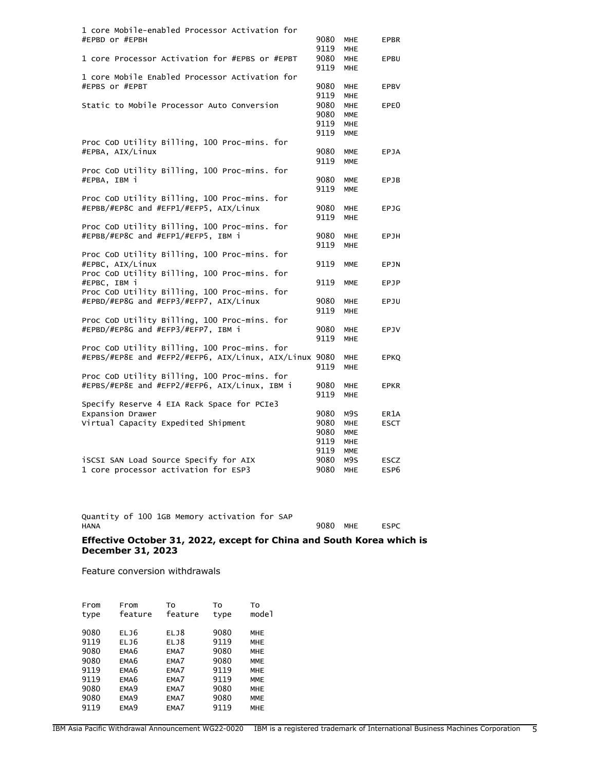| Description | Type | Model | Feature |
|---|---|---|---|
| 1 core Mobile-enabled Processor Activation for #EPBD or #EPBH | 9080 | MHE | EPBR |
| | 9119 | MHE | |
| 1 core Processor Activation for #EPBS or #EPBT | 9080 | MHE | EPBU |
| | 9119 | MHE | |
| 1 core Mobile Enabled Processor Activation for #EPBS or #EPBT | 9080 | MHE | EPBV |
| | 9119 | MHE | |
| Static to Mobile Processor Auto Conversion | 9080 | MHE | EPE0 |
| | 9080 | MME | |
| | 9119 | MHE | |
| | 9119 | MME | |
| Proc CoD Utility Billing, 100 Proc-mins. for #EPBA, AIX/Linux | 9080 | MME | EPJA |
| | 9119 | MME | |
| Proc CoD Utility Billing, 100 Proc-mins. for #EPBA, IBM i | 9080 | MME | EPJB |
| | 9119 | MME | |
| Proc CoD Utility Billing, 100 Proc-mins. for #EPBB/#EP8C and #EFP1/#EFP5, AIX/Linux | 9080 | MHE | EPJG |
| | 9119 | MHE | |
| Proc CoD Utility Billing, 100 Proc-mins. for #EPBB/#EP8C and #EFP1/#EFP5, IBM i | 9080 | MHE | EPJH |
| | 9119 | MHE | |
| Proc CoD Utility Billing, 100 Proc-mins. for #EPBC, AIX/Linux | 9119 | MME | EPJN |
| Proc CoD Utility Billing, 100 Proc-mins. for #EPBC, IBM i | 9119 | MME | EPJP |
| Proc CoD Utility Billing, 100 Proc-mins. for #EPBD/#EP8G and #EFP3/#EFP7, AIX/Linux | 9080 | MHE | EPJU |
| | 9119 | MHE | |
| Proc CoD Utility Billing, 100 Proc-mins. for #EPBD/#EP8G and #EFP3/#EFP7, IBM i | 9080 | MHE | EPJV |
| | 9119 | MHE | |
| Proc CoD Utility Billing, 100 Proc-mins. for #EPBS/#EP8E and #EFP2/#EFP6, AIX/Linux, AIX/Linux | 9080 | MHE | EPKQ |
| | 9119 | MHE | |
| Proc CoD Utility Billing, 100 Proc-mins. for #EPBS/#EP8E and #EFP2/#EFP6, AIX/Linux, IBM i | 9080 | MHE | EPKR |
| | 9119 | MHE | |
| Specify Reserve 4 EIA Rack Space for PCIe3 Expansion Drawer | 9080 | M9S | ER1A |
| Virtual Capacity Expedited Shipment | 9080 | MHE | ESCT |
| | 9080 | MME | |
| | 9119 | MHE | |
| | 9119 | MME | |
| iSCSI SAN Load Source Specify for AIX | 9080 | M9S | ESCZ |
| 1 core processor activation for ESP3 | 9080 | MHE | ESP6 |
| Quantity of 100 1GB Memory activation for SAP HANA | 9080 | MHE | ESPC |

**Effective October 31, 2022, except for China and South Korea which is December 31, 2023**

Feature conversion withdrawals

| From type | From feature | To feature | To type | To model |
|---|---|---|---|---|
| 9080 | ELJ6 | ELJ8 | 9080 | MHE |
| 9119 | ELJ6 | ELJ8 | 9119 | MHE |
| 9080 | EMA6 | EMA7 | 9080 | MHE |
| 9080 | EMA6 | EMA7 | 9080 | MME |
| 9119 | EMA6 | EMA7 | 9119 | MHE |
| 9119 | EMA6 | EMA7 | 9119 | MME |
| 9080 | EMA9 | EMA7 | 9080 | MHE |
| 9080 | EMA9 | EMA7 | 9080 | MME |
| 9119 | EMA9 | EMA7 | 9119 | MHE |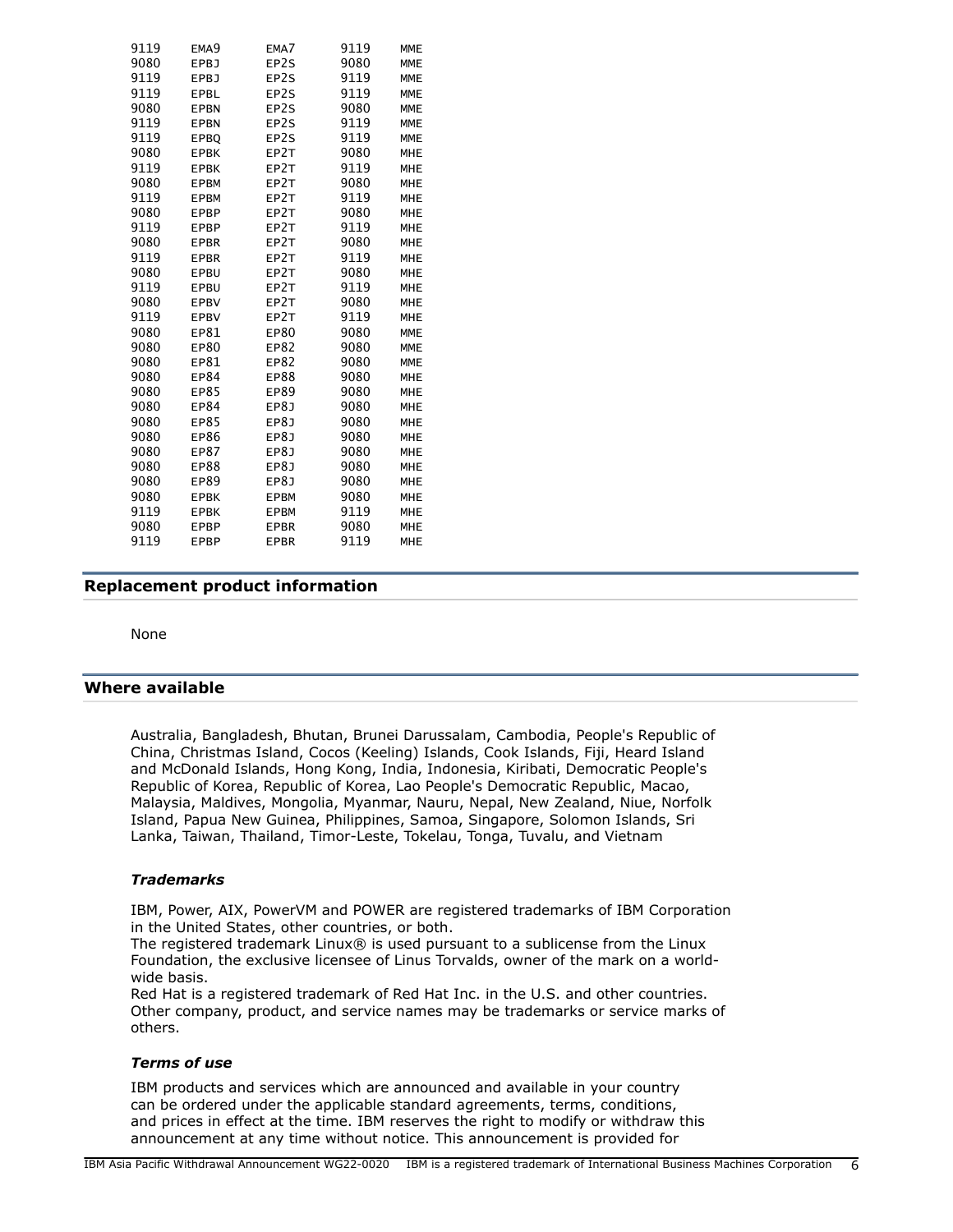| | | | | |
|---|---|---|---|---|
| 9119 | EMA9 | EMA7 | 9119 | MME |
| 9080 | EPBJ | EP2S | 9080 | MME |
| 9119 | EPBJ | EP2S | 9119 | MME |
| 9119 | EPBL | EP2S | 9119 | MME |
| 9080 | EPBN | EP2S | 9080 | MME |
| 9119 | EPBN | EP2S | 9119 | MME |
| 9119 | EPBQ | EP2S | 9119 | MME |
| 9080 | EPBK | EP2T | 9080 | MHE |
| 9119 | EPBK | EP2T | 9119 | MHE |
| 9080 | EPBM | EP2T | 9080 | MHE |
| 9119 | EPBM | EP2T | 9119 | MHE |
| 9080 | EPBP | EP2T | 9080 | MHE |
| 9119 | EPBP | EP2T | 9119 | MHE |
| 9080 | EPBR | EP2T | 9080 | MHE |
| 9119 | EPBR | EP2T | 9119 | MHE |
| 9080 | EPBU | EP2T | 9080 | MHE |
| 9119 | EPBU | EP2T | 9119 | MHE |
| 9080 | EPBV | EP2T | 9080 | MHE |
| 9119 | EPBV | EP2T | 9119 | MHE |
| 9080 | EP81 | EP80 | 9080 | MME |
| 9080 | EP80 | EP82 | 9080 | MME |
| 9080 | EP81 | EP82 | 9080 | MME |
| 9080 | EP84 | EP88 | 9080 | MHE |
| 9080 | EP85 | EP89 | 9080 | MHE |
| 9080 | EP84 | EP8J | 9080 | MHE |
| 9080 | EP85 | EP8J | 9080 | MHE |
| 9080 | EP86 | EP8J | 9080 | MHE |
| 9080 | EP87 | EP8J | 9080 | MHE |
| 9080 | EP88 | EP8J | 9080 | MHE |
| 9080 | EP89 | EP8J | 9080 | MHE |
| 9080 | EPBK | EPBM | 9080 | MHE |
| 9119 | EPBK | EPBM | 9119 | MHE |
| 9080 | EPBP | EPBR | 9080 | MHE |
| 9119 | EPBP | EPBR | 9119 | MHE |

## Replacement product information

None

## Where available

Australia, Bangladesh, Bhutan, Brunei Darussalam, Cambodia, People's Republic of China, Christmas Island, Cocos (Keeling) Islands, Cook Islands, Fiji, Heard Island and McDonald Islands, Hong Kong, India, Indonesia, Kiribati, Democratic People's Republic of Korea, Republic of Korea, Lao People's Democratic Republic, Macao, Malaysia, Maldives, Mongolia, Myanmar, Nauru, Nepal, New Zealand, Niue, Norfolk Island, Papua New Guinea, Philippines, Samoa, Singapore, Solomon Islands, Sri Lanka, Taiwan, Thailand, Timor-Leste, Tokelau, Tonga, Tuvalu, and Vietnam

### *Trademarks*

IBM, Power, AIX, PowerVM and POWER are registered trademarks of IBM Corporation in the United States, other countries, or both.
The registered trademark Linux® is used pursuant to a sublicense from the Linux Foundation, the exclusive licensee of Linus Torvalds, owner of the mark on a world-wide basis.
Red Hat is a registered trademark of Red Hat Inc. in the U.S. and other countries.
Other company, product, and service names may be trademarks or service marks of others.

### *Terms of use*

IBM products and services which are announced and available in your country can be ordered under the applicable standard agreements, terms, conditions, and prices in effect at the time. IBM reserves the right to modify or withdraw this announcement at any time without notice. This announcement is provided for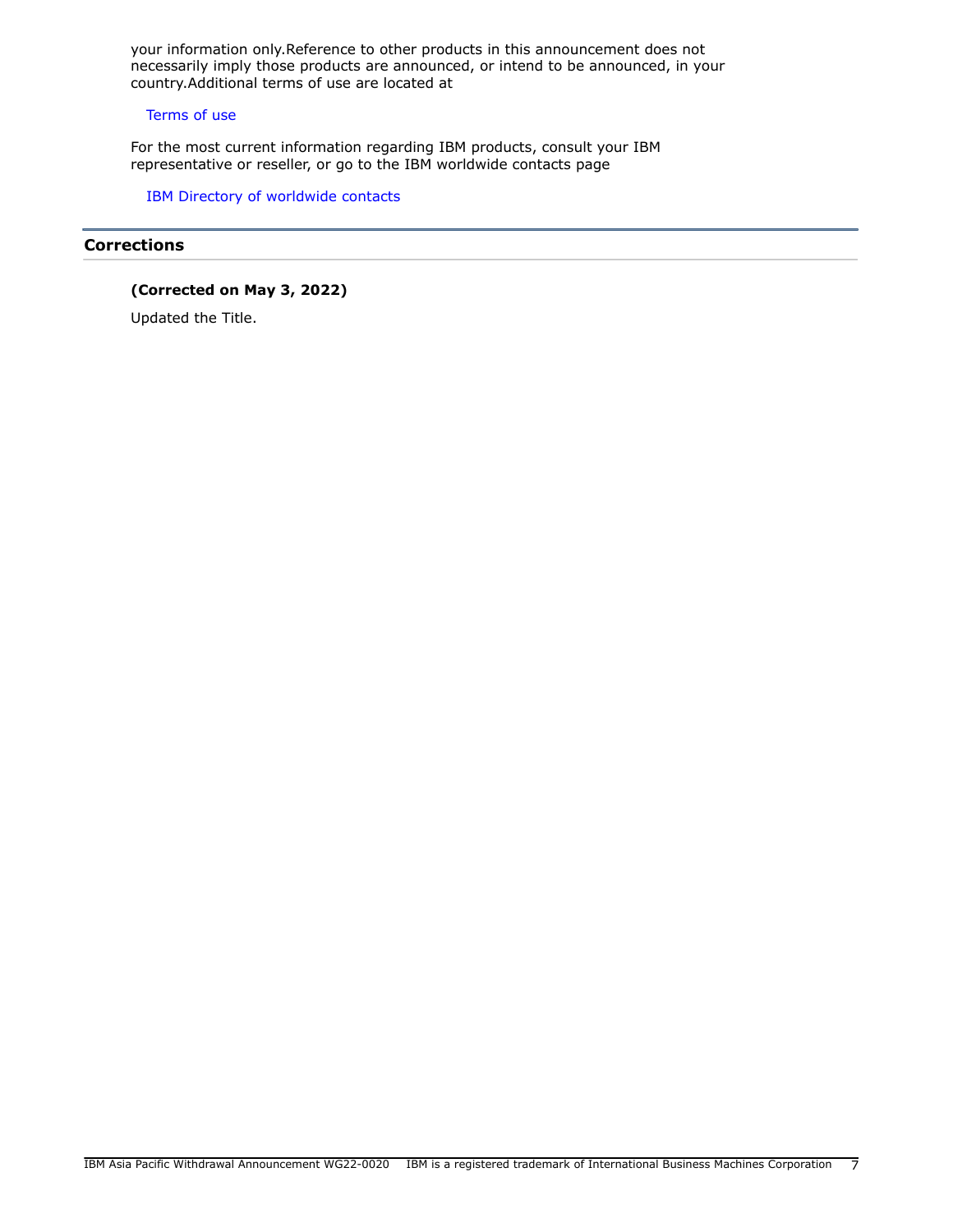your information only.Reference to other products in this announcement does not necessarily imply those products are announced, or intend to be announced, in your country.Additional terms of use are located at

Terms of use

For the most current information regarding IBM products, consult your IBM representative or reseller, or go to the IBM worldwide contacts page

IBM Directory of worldwide contacts

## Corrections

**(Corrected on May 3, 2022)**

Updated the Title.